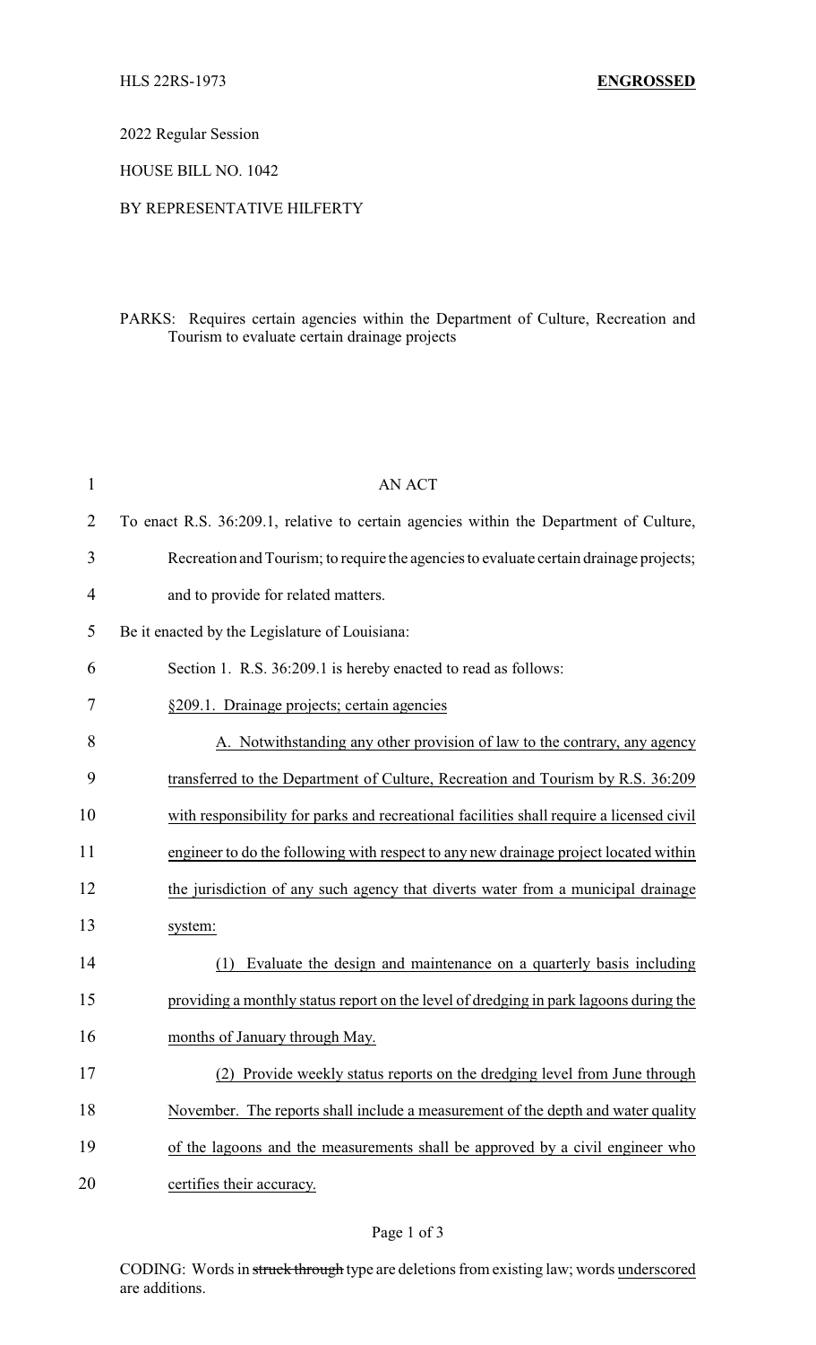HLS 22RS-1973 **ENGROSSED**

2022 Regular Session

HOUSE BILL NO. 1042

BY REPRESENTATIVE HILFERTY

PARKS: Requires certain agencies within the Department of Culture, Recreation and Tourism to evaluate certain drainage projects

AN ACT

To enact R.S. 36:209.1, relative to certain agencies within the Department of Culture, Recreation and Tourism; to require the agencies to evaluate certain drainage projects; and to provide for related matters.

Be it enacted by the Legislature of Louisiana:

Section 1. R.S. 36:209.1 is hereby enacted to read as follows:

§209.1. Drainage projects; certain agencies

A. Notwithstanding any other provision of law to the contrary, any agency transferred to the Department of Culture, Recreation and Tourism by R.S. 36:209 with responsibility for parks and recreational facilities shall require a licensed civil engineer to do the following with respect to any new drainage project located within the jurisdiction of any such agency that diverts water from a municipal drainage system:

(1) Evaluate the design and maintenance on a quarterly basis including providing a monthly status report on the level of dredging in park lagoons during the months of January through May.

(2) Provide weekly status reports on the dredging level from June through November. The reports shall include a measurement of the depth and water quality of the lagoons and the measurements shall be approved by a civil engineer who certifies their accuracy.

CODING: Words in ~~struck through~~ type are deletions from existing law; words underscored are additions.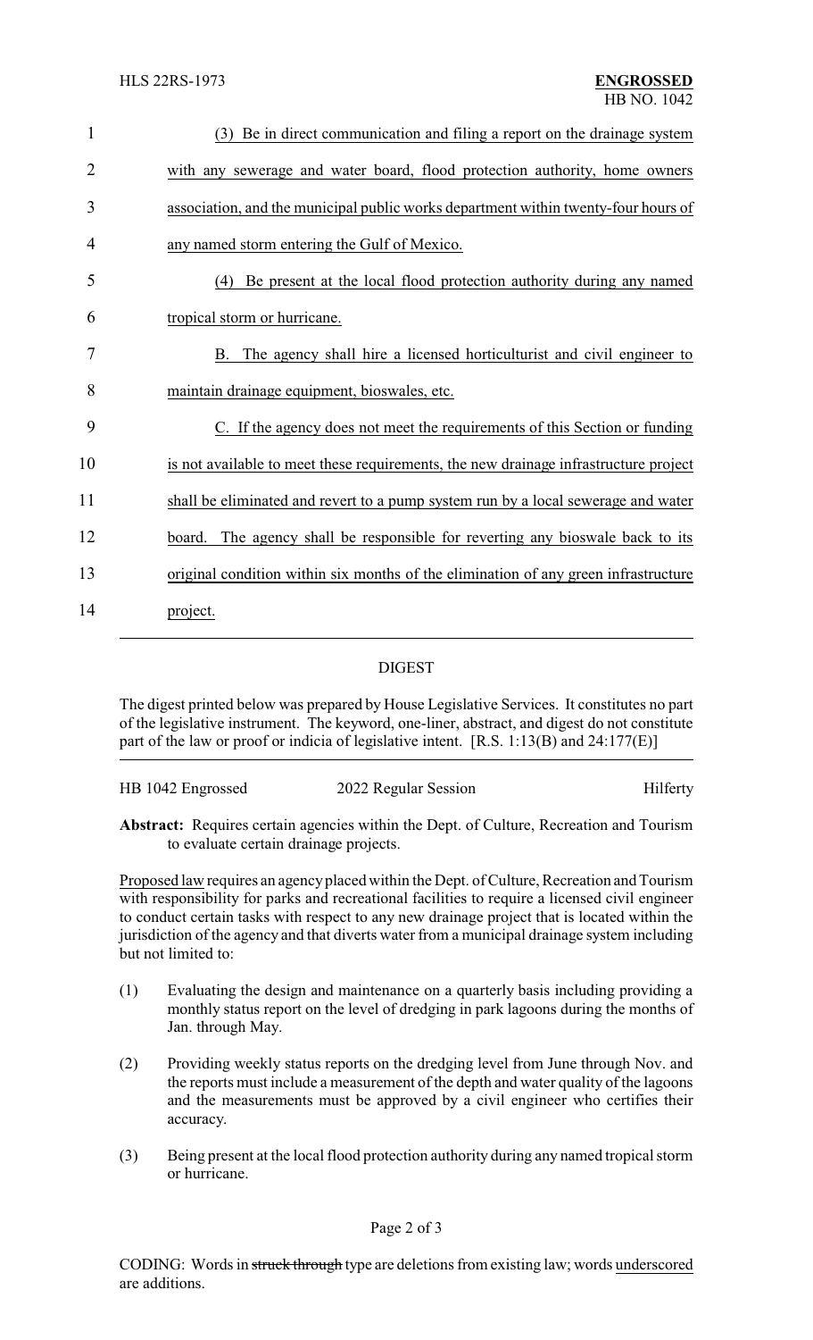(3) Be in direct communication and filing a report on the drainage system with any sewerage and water board, flood protection authority, home owners association, and the municipal public works department within twenty-four hours of any named storm entering the Gulf of Mexico.

(4) Be present at the local flood protection authority during any named tropical storm or hurricane.

B. The agency shall hire a licensed horticulturist and civil engineer to maintain drainage equipment, bioswales, etc.

C. If the agency does not meet the requirements of this Section or funding is not available to meet these requirements, the new drainage infrastructure project shall be eliminated and revert to a pump system run by a local sewerage and water board. The agency shall be responsible for reverting any bioswale back to its original condition within six months of the elimination of any green infrastructure project.

## DIGEST

The digest printed below was prepared by House Legislative Services. It constitutes no part of the legislative instrument. The keyword, one-liner, abstract, and digest do not constitute part of the law or proof or indicia of legislative intent. [R.S. 1:13(B) and 24:177(E)]

HB 1042 Engrossed — 2022 Regular Session — Hilferty

**Abstract:** Requires certain agencies within the Dept. of Culture, Recreation and Tourism to evaluate certain drainage projects.

Proposed law requires an agency placed within the Dept. of Culture, Recreation and Tourism with responsibility for parks and recreational facilities to require a licensed civil engineer to conduct certain tasks with respect to any new drainage project that is located within the jurisdiction of the agency and that diverts water from a municipal drainage system including but not limited to:

(1) Evaluating the design and maintenance on a quarterly basis including providing a monthly status report on the level of dredging in park lagoons during the months of Jan. through May.

(2) Providing weekly status reports on the dredging level from June through Nov. and the reports must include a measurement of the depth and water quality of the lagoons and the measurements must be approved by a civil engineer who certifies their accuracy.

(3) Being present at the local flood protection authority during any named tropical storm or hurricane.

CODING: Words in ~~struck through~~ type are deletions from existing law; words underscored are additions.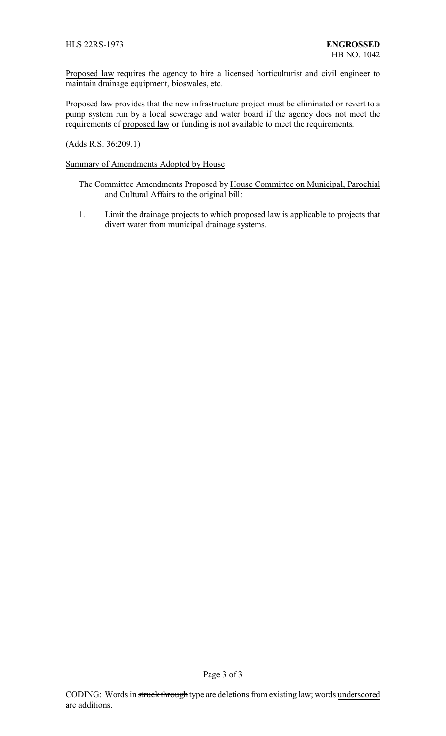Proposed law requires the agency to hire a licensed horticulturist and civil engineer to maintain drainage equipment, bioswales, etc.

Proposed law provides that the new infrastructure project must be eliminated or revert to a pump system run by a local sewerage and water board if the agency does not meet the requirements of proposed law or funding is not available to meet the requirements.

(Adds R.S. 36:209.1)

Summary of Amendments Adopted by House

The Committee Amendments Proposed by House Committee on Municipal, Parochial and Cultural Affairs to the original bill:

1. Limit the drainage projects to which proposed law is applicable to projects that divert water from municipal drainage systems.

CODING: Words in ~~struck through~~ type are deletions from existing law; words underscored are additions.